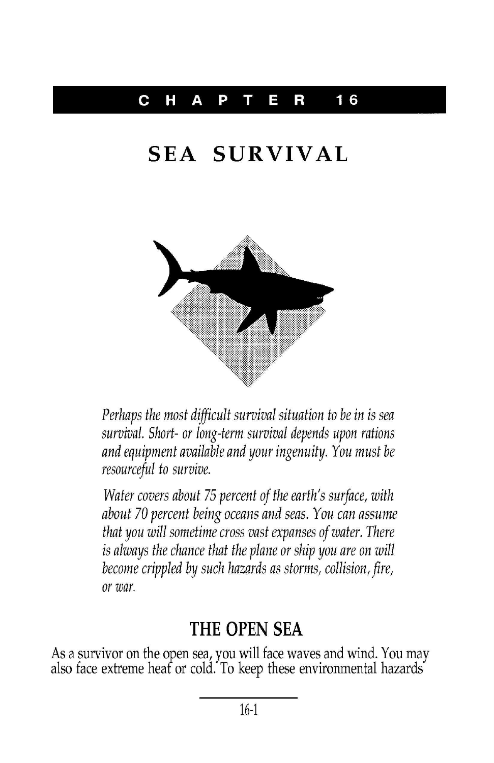# CHAPTER 16

# SEA SURVIVAL

*Perhaps the most difficult survival situation to be in is sea survival. Short- or long-term survival depends upon rations and equipment available and your ingenuity. You must be resourceful to survive.*

*Water covers about 75 percent of the earth's surface, with about 70 percent being oceans and seas. You can assume that you will sometime cross vast expanses of water. There is always the chance that the plane or ship you are on will become crippled by such hazards as storms, collision, fire, or war.*

## THE OPEN SEA

As a survivor on the open sea, you will face waves and wind. You may also face extreme heat or cold. To keep these environmental hazards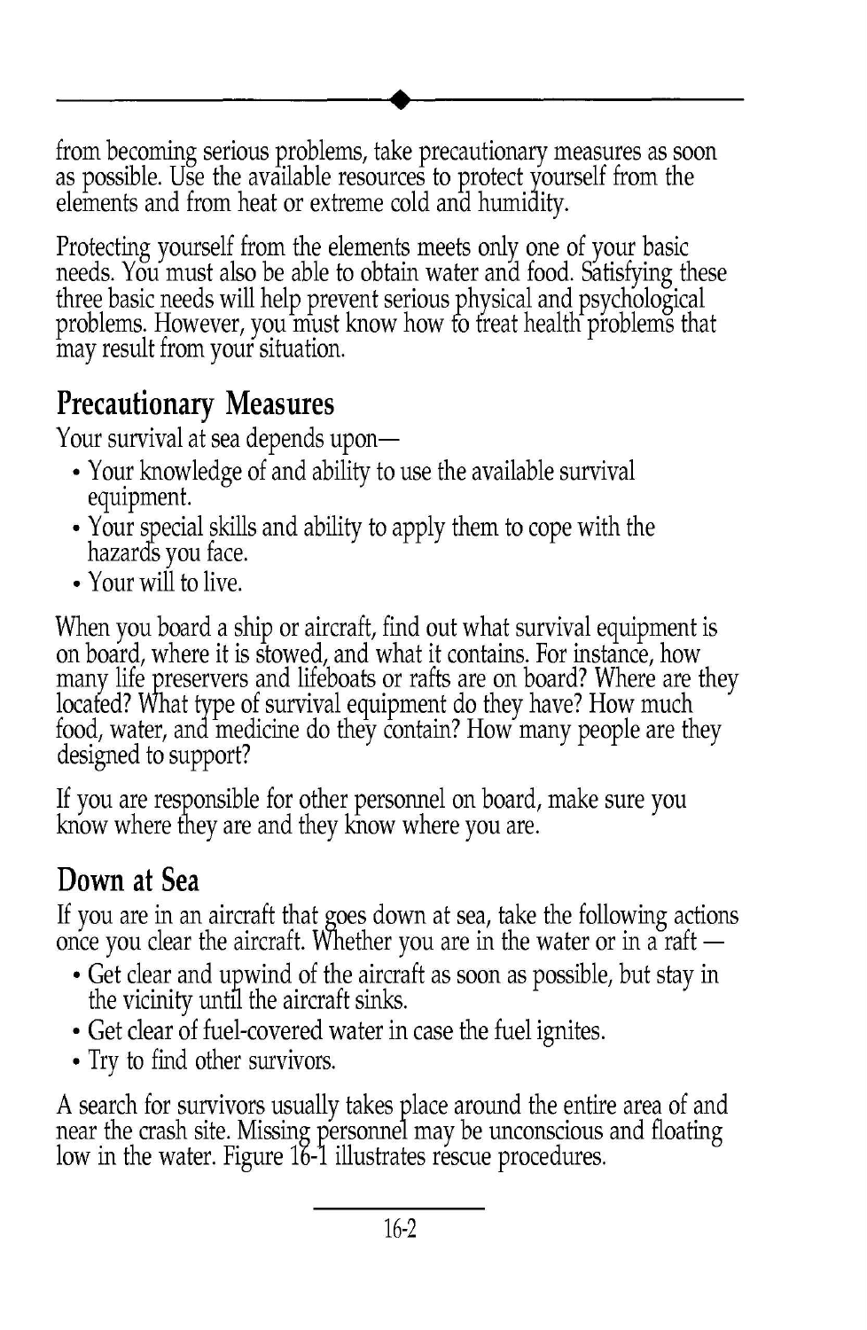from becoming serious problems, take precautionary measures as soon as possible. Use the available resources to protect yourself from the elements and from heat or extreme cold and humidity.

Protecting yourself from the elements meets only one of your basic needs. You must also be able to obtain water and food. Satisfying these three basic needs will help prevent serious physical and psychological problems. However, you must know how to treat health problems that may result from your situation.

## Precautionary Measures

Your survival at sea depends upon—

- Your knowledge of and ability to use the available survival equipment.
- Your special skills and ability to apply them to cope with the hazards you face.
- Your will to live.

When you board a ship or aircraft, find out what survival equipment is on board, where it is stowed, and what it contains. For instance, how many life preservers and lifeboats or rafts are on board? Where are they located? What type of survival equipment do they have? How much food, water, and medicine do they contain? How many people are they designed to support?

If you are responsible for other personnel on board, make sure you know where they are and they know where you are.

## Down at Sea

If you are in an aircraft that goes down at sea, take the following actions once you clear the aircraft. Whether you are in the water or in a raft —

- Get clear and upwind of the aircraft as soon as possible, but stay in the vicinity until the aircraft sinks.
- Get clear of fuel-covered water in case the fuel ignites.
- Try to find other survivors.

A search for survivors usually takes place around the entire area of and near the crash site. Missing personnel may be unconscious and floating low in the water. Figure 16-1 illustrates rescue procedures.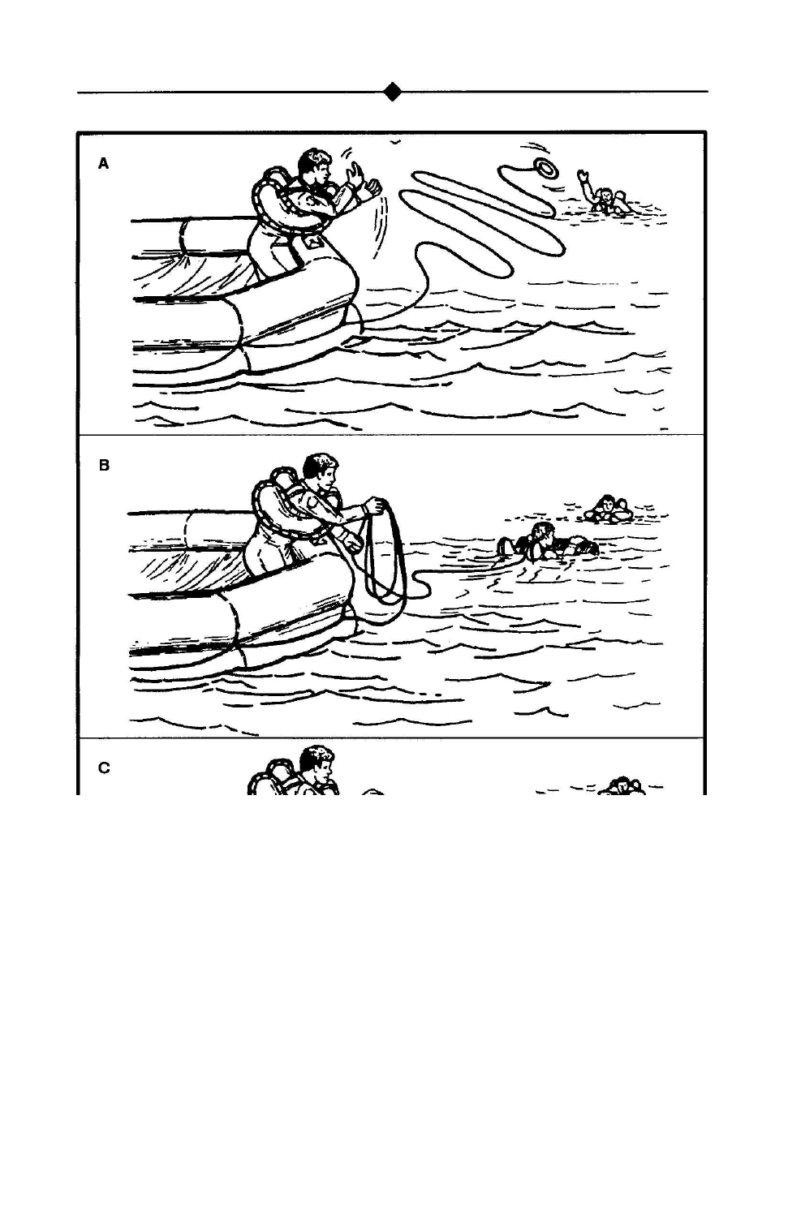A

B

C